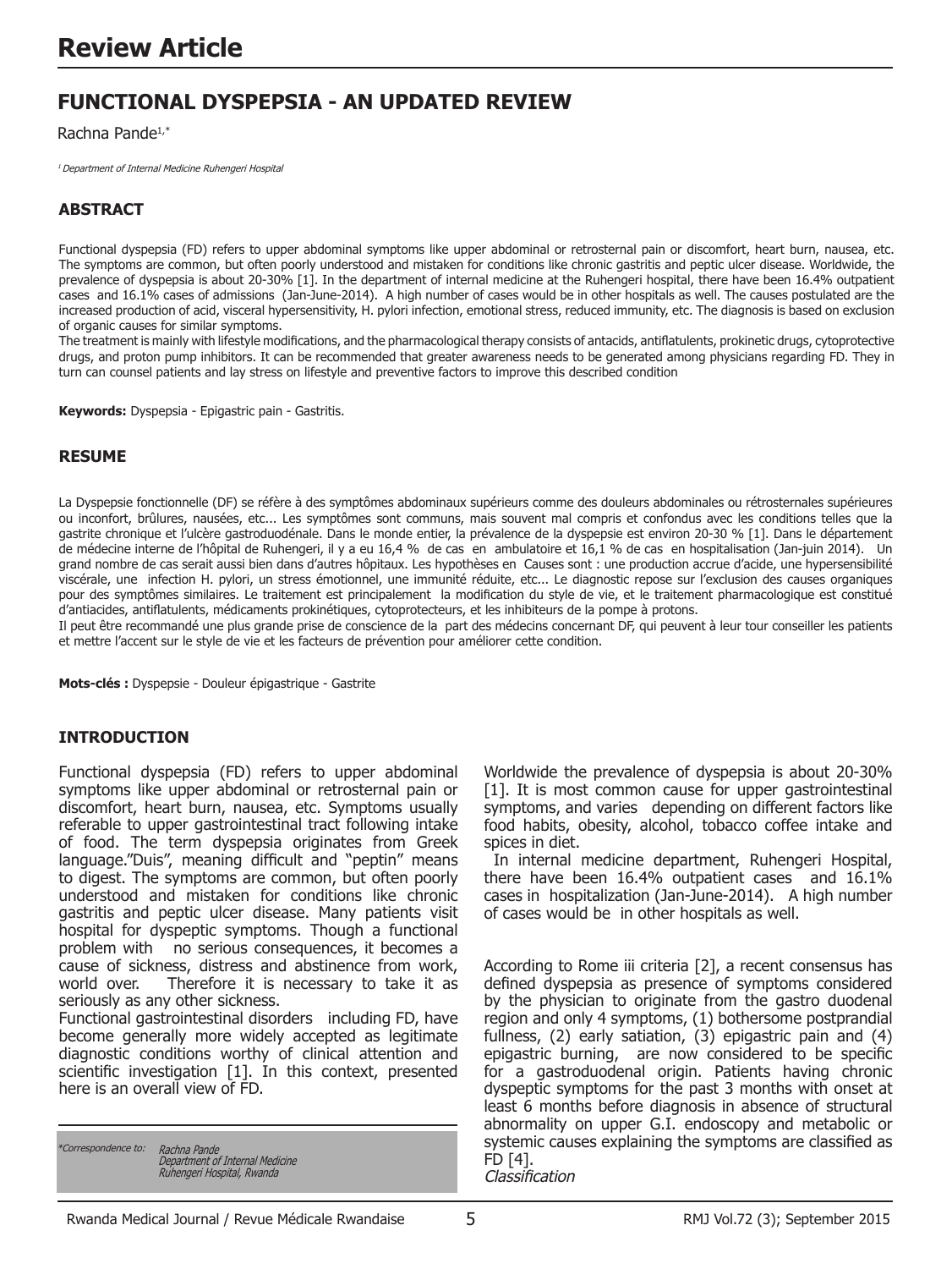# Review Article

## FUNCTIONAL DYSPEPSIA - AN UPDATED REVIEW

Rachna Pande[1,*]

[1] Department of Internal Medicine Ruhengeri Hospital

### ABSTRACT

Functional dyspepsia (FD) refers to upper abdominal symptoms like upper abdominal or retrosternal pain or discomfort, heart burn, nausea, etc. The symptoms are common, but often poorly understood and mistaken for conditions like chronic gastritis and peptic ulcer disease. Worldwide, the prevalence of dyspepsia is about 20-30% [1]. In the department of internal medicine at the Ruhengeri hospital, there have been 16.4% outpatient cases and 16.1% cases of admissions (Jan-June-2014). A high number of cases would be in other hospitals as well. The causes postulated are the increased production of acid, visceral hypersensitivity, H. pylori infection, emotional stress, reduced immunity, etc. The diagnosis is based on exclusion of organic causes for similar symptoms.

The treatment is mainly with lifestyle modifications, and the pharmacological therapy consists of antacids, antiflatulents, prokinetic drugs, cytoprotective drugs, and proton pump inhibitors. It can be recommended that greater awareness needs to be generated among physicians regarding FD. They in turn can counsel patients and lay stress on lifestyle and preventive factors to improve this described condition

**Keywords:** Dyspepsia - Epigastric pain - Gastritis.

### RESUME

La Dyspepsie fonctionnelle (DF) se réfère à des symptômes abdominaux supérieurs comme des douleurs abdominales ou rétrosternales supérieures ou inconfort, brûlures, nausées, etc... Les symptômes sont communs, mais souvent mal compris et confondus avec les conditions telles que la gastrite chronique et l'ulcère gastroduodénale. Dans le monde entier, la prévalence de la dyspepsie est environ 20-30 % [1]. Dans le département de médecine interne de l'hôpital de Ruhengeri, il y a eu 16,4 % de cas en ambulatoire et 16,1 % de cas en hospitalisation (Jan-juin 2014). Un grand nombre de cas serait aussi bien dans d'autres hôpitaux. Les hypothèses en Causes sont : une production accrue d'acide, une hypersensibilité viscérale, une infection H. pylori, un stress émotionnel, une immunité réduite, etc... Le diagnostic repose sur l'exclusion des causes organiques pour des symptômes similaires. Le traitement est principalement la modification du style de vie, et le traitement pharmacologique est constitué d'antiacides, antiflatulents, médicaments prokinétiques, cytoprotecteurs, et les inhibiteurs de la pompe à protons.

Il peut être recommandé une plus grande prise de conscience de la part des médecins concernant DF, qui peuvent à leur tour conseiller les patients et mettre l'accent sur le style de vie et les facteurs de prévention pour améliorer cette condition.

**Mots-clés :** Dyspepsie - Douleur épigastrique - Gastrite

### INTRODUCTION

Functional dyspepsia (FD) refers to upper abdominal symptoms like upper abdominal or retrosternal pain or discomfort, heart burn, nausea, etc. Symptoms usually referable to upper gastrointestinal tract following intake of food. The term dyspepsia originates from Greek language."Duis", meaning difficult and "peptin" means to digest. The symptoms are common, but often poorly understood and mistaken for conditions like chronic gastritis and peptic ulcer disease. Many patients visit hospital for dyspeptic symptoms. Though a functional problem with no serious consequences, it becomes a cause of sickness, distress and abstinence from work, world over. Therefore it is necessary to take it as seriously as any other sickness.

Functional gastrointestinal disorders including FD, have become generally more widely accepted as legitimate diagnostic conditions worthy of clinical attention and scientific investigation [1]. In this context, presented here is an overall view of FD.

*Correspondence to: Rachna Pande, Department of Internal Medicine, Ruhengeri Hospital, Rwanda

Worldwide the prevalence of dyspepsia is about 20-30% [1]. It is most common cause for upper gastrointestinal symptoms, and varies depending on different factors like food habits, obesity, alcohol, tobacco coffee intake and spices in diet.

In internal medicine department, Ruhengeri Hospital, there have been 16.4% outpatient cases and 16.1% cases in hospitalization (Jan-June-2014). A high number of cases would be in other hospitals as well.

According to Rome iii criteria [2], a recent consensus has defined dyspepsia as presence of symptoms considered by the physician to originate from the gastro duodenal region and only 4 symptoms, (1) bothersome postprandial fullness, (2) early satiation, (3) epigastric pain and (4) epigastric burning, are now considered to be specific for a gastroduodenal origin. Patients having chronic dyspeptic symptoms for the past 3 months with onset at least 6 months before diagnosis in absence of structural abnormality on upper G.I. endoscopy and metabolic or systemic causes explaining the symptoms are classified as FD [4].

*Classification*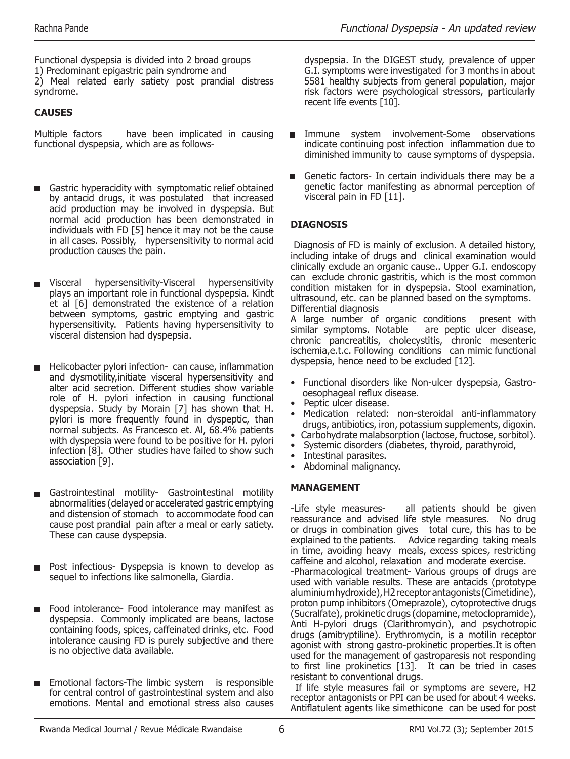Functional dyspepsia is divided into 2 broad groups
1) Predominant epigastric pain syndrome and
2) Meal related early satiety post prandial distress syndrome.

## CAUSES

Multiple factors have been implicated in causing functional dyspepsia, which are as follows-

- Gastric hyperacidity with symptomatic relief obtained by antacid drugs, it was postulated that increased acid production may be involved in dyspepsia. But normal acid production has been demonstrated in individuals with FD [5] hence it may not be the cause in all cases. Possibly, hypersensitivity to normal acid production causes the pain.

- Visceral hypersensitivity-Visceral hypersensitivity plays an important role in functional dyspepsia. Kindt et al [6] demonstrated the existence of a relation between symptoms, gastric emptying and gastric hypersensitivity. Patients having hypersensitivity to visceral distension had dyspepsia.

- Helicobacter pylori infection- can cause, inflammation and dysmotility,initiate visceral hypersensitivity and alter acid secretion. Different studies show variable role of H. pylori infection in causing functional dyspepsia. Study by Morain [7] has shown that H. pylori is more frequently found in dyspeptic, than normal subjects. As Francesco et. Al, 68.4% patients with dyspepsia were found to be positive for H. pylori infection [8]. Other studies have failed to show such association [9].

- Gastrointestinal motility- Gastrointestinal motility abnormalities (delayed or accelerated gastric emptying and distension of stomach to accommodate food can cause post prandial pain after a meal or early satiety. These can cause dyspepsia.

- Post infectious- Dyspepsia is known to develop as sequel to infections like salmonella, Giardia.

- Food intolerance- Food intolerance may manifest as dyspepsia. Commonly implicated are beans, lactose containing foods, spices, caffeinated drinks, etc. Food intolerance causing FD is purely subjective and there is no objective data available.

- Emotional factors-The limbic system is responsible for central control of gastrointestinal system and also emotions. Mental and emotional stress also causes dyspepsia. In the DIGEST study, prevalence of upper G.I. symptoms were investigated for 3 months in about 5581 healthy subjects from general population, major risk factors were psychological stressors, particularly recent life events [10].

- Immune system involvement-Some observations indicate continuing post infection inflammation due to diminished immunity to cause symptoms of dyspepsia.

- Genetic factors- In certain individuals there may be a genetic factor manifesting as abnormal perception of visceral pain in FD [11].

## DIAGNOSIS

Diagnosis of FD is mainly of exclusion. A detailed history, including intake of drugs and clinical examination would clinically exclude an organic cause.. Upper G.I. endoscopy can exclude chronic gastritis, which is the most common condition mistaken for in dyspepsia. Stool examination, ultrasound, etc. can be planned based on the symptoms.

Differential diagnosis

A large number of organic conditions present with similar symptoms. Notable are peptic ulcer disease, chronic pancreatitis, cholecystitis, chronic mesenteric ischemia,e.t.c. Following conditions can mimic functional dyspepsia, hence need to be excluded [12].

- Functional disorders like Non-ulcer dyspepsia, Gastro-oesophageal reflux disease.
- Peptic ulcer disease.
- Medication related: non-steroidal anti-inflammatory drugs, antibiotics, iron, potassium supplements, digoxin.
- Carbohydrate malabsorption (lactose, fructose, sorbitol).
- Systemic disorders (diabetes, thyroid, parathyroid,
- Intestinal parasites.
- Abdominal malignancy.

## MANAGEMENT

-Life style measures- all patients should be given reassurance and advised life style measures. No drug or drugs in combination gives total cure, this has to be explained to the patients. Advice regarding taking meals in time, avoiding heavy meals, excess spices, restricting caffeine and alcohol, relaxation and moderate exercise.

-Pharmacological treatment- Various groups of drugs are used with variable results. These are antacids (prototype aluminium hydroxide), H2 receptor antagonists (Cimetidine), proton pump inhibitors (Omeprazole), cytoprotective drugs (Sucralfate), prokinetic drugs (dopamine, metoclopramide), Anti H-pylori drugs (Clarithromycin), and psychotropic drugs (amitryptiline). Erythromycin, is a motilin receptor agonist with strong gastro-prokinetic properties.It is often used for the management of gastroparesis not responding to first line prokinetics [13]. It can be tried in cases resistant to conventional drugs.

If life style measures fail or symptoms are severe, H2 receptor antagonists or PPI can be used for about 4 weeks. Antiflatulent agents like simethicone can be used for post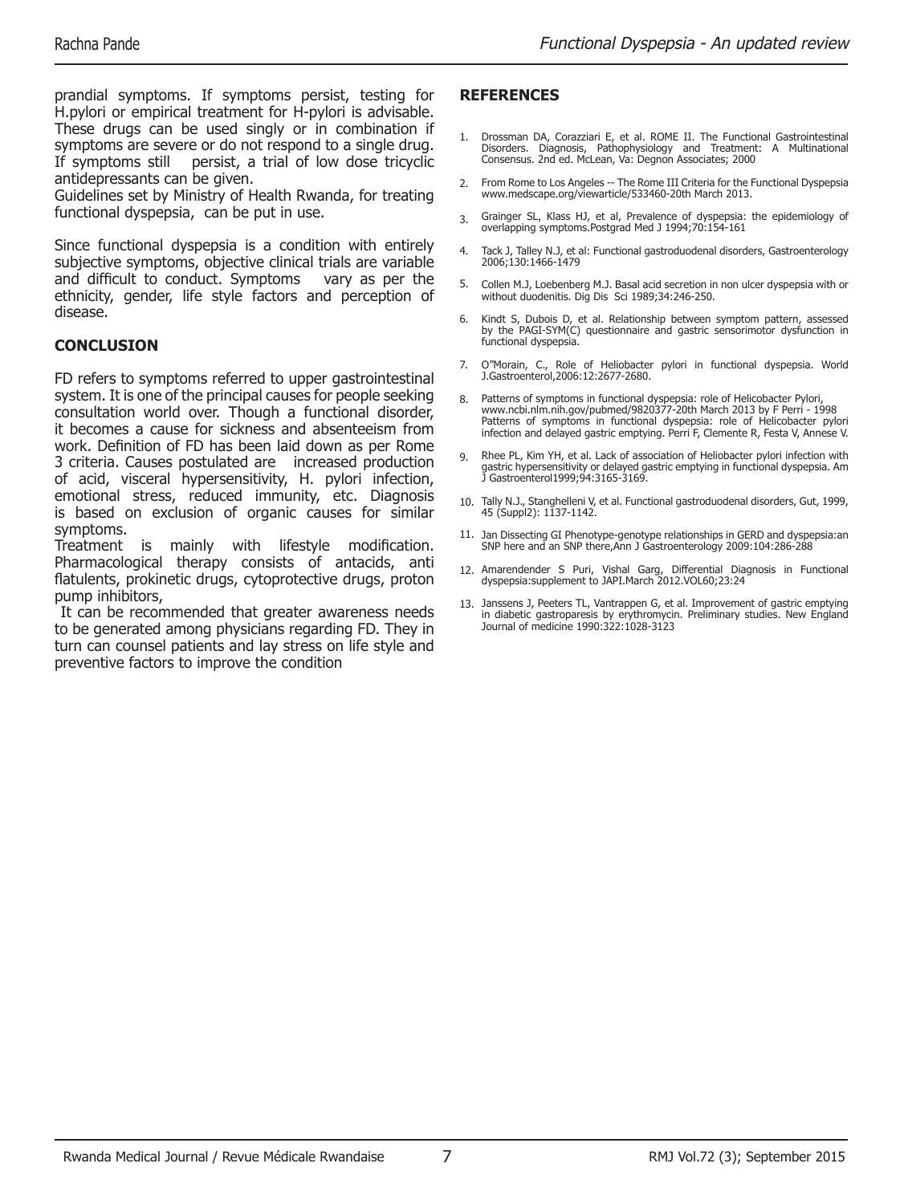prandial symptoms. If symptoms persist, testing for H.pylori or empirical treatment for H-pylori is advisable. These drugs can be used singly or in combination if symptoms are severe or do not respond to a single drug. If symptoms still persist, a trial of low dose tricyclic antidepressants can be given.

Guidelines set by Ministry of Health Rwanda, for treating functional dyspepsia, can be put in use.

Since functional dyspepsia is a condition with entirely subjective symptoms, objective clinical trials are variable and difficult to conduct. Symptoms vary as per the ethnicity, gender, life style factors and perception of disease.

## CONCLUSION

FD refers to symptoms referred to upper gastrointestinal system. It is one of the principal causes for people seeking consultation world over. Though a functional disorder, it becomes a cause for sickness and absenteeism from work. Definition of FD has been laid down as per Rome 3 criteria. Causes postulated are increased production of acid, visceral hypersensitivity, H. pylori infection, emotional stress, reduced immunity, etc. Diagnosis is based on exclusion of organic causes for similar symptoms.

Treatment is mainly with lifestyle modification. Pharmacological therapy consists of antacids, anti flatulents, prokinetic drugs, cytoprotective drugs, proton pump inhibitors,

It can be recommended that greater awareness needs to be generated among physicians regarding FD. They in turn can counsel patients and lay stress on life style and preventive factors to improve the condition

## REFERENCES

1. Drossman DA, Corazziari E, et al. ROME II. The Functional Gastrointestinal Disorders. Diagnosis, Pathophysiology and Treatment: A Multinational Consensus. 2nd ed. McLean, Va: Degnon Associates; 2000
2. From Rome to Los Angeles -- The Rome III Criteria for the Functional Dyspepsia www.medscape.org/viewarticle/533460-20th March 2013.
3. Grainger SL, Klass HJ, et al, Prevalence of dyspepsia: the epidemiology of overlapping symptoms.Postgrad Med J 1994;70:154-161
4. Tack J, Talley N.J, et al: Functional gastroduodenal disorders, Gastroenterology 2006;130:1466-1479
5. Collen M.J, Loebenberg M.J. Basal acid secretion in non ulcer dyspepsia with or without duodenitis. Dig Dis Sci 1989;34:246-250.
6. Kindt S, Dubois D, et al. Relationship between symptom pattern, assessed by the PAGI-SYM(C) questionnaire and gastric sensorimotor dysfunction in functional dyspepsia.
7. O"Morain, C., Role of Heliobacter pylori in functional dyspepsia. World J.Gastroenterol,2006:12:2677-2680.
8. Patterns of symptoms in functional dyspepsia: role of Helicobacter Pylori, www.ncbi.nlm.nih.gov/pubmed/9820377-20th March 2013 by F Perri - 1998 Patterns of symptoms in functional dyspepsia: role of Helicobacter pylori infection and delayed gastric emptying. Perri F, Clemente R, Festa V, Annese V.
9. Rhee PL, Kim YH, et al. Lack of association of Heliobacter pylori infection with gastric hypersensitivity or delayed gastric emptying in functional dyspepsia. Am J Gastroenterol1999;94:3165-3169.
10. Tally N.J., Stanghelleni V, et al. Functional gastroduodenal disorders, Gut, 1999, 45 (Suppl2): 1137-1142.
11. Jan Dissecting GI Phenotype-genotype relationships in GERD and dyspepsia:an SNP here and an SNP there,Ann J Gastroenterology 2009:104:286-288
12. Amarendender S Puri, Vishal Garg, Differential Diagnosis in Functional dyspepsia:supplement to JAPI.March 2012.VOL60;23:24
13. Janssens J, Peeters TL, Vantrappen G, et al. Improvement of gastric emptying in diabetic gastroparesis by erythromycin. Preliminary studies. New England Journal of medicine 1990:322:1028-3123